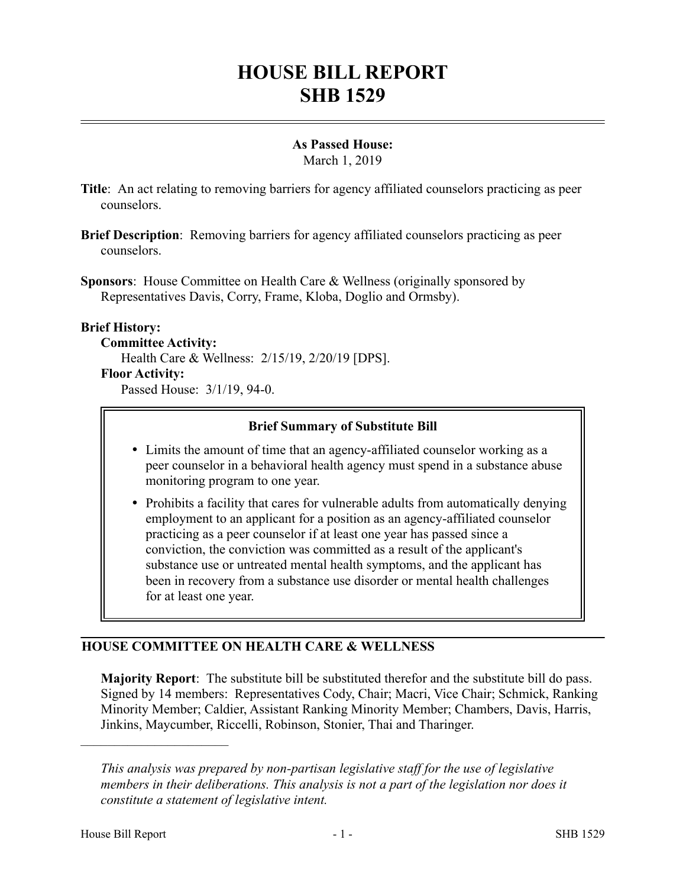# HOUSE BILL REPORT
# SHB 1529

**As Passed House:**
March 1, 2019

**Title**: An act relating to removing barriers for agency affiliated counselors practicing as peer counselors.

**Brief Description**: Removing barriers for agency affiliated counselors practicing as peer counselors.

**Sponsors**: House Committee on Health Care & Wellness (originally sponsored by Representatives Davis, Corry, Frame, Kloba, Doglio and Ormsby).

**Brief History:**

**Committee Activity:**

Health Care & Wellness: 2/15/19, 2/20/19 [DPS].

**Floor Activity:**

Passed House: 3/1/19, 94-0.

**Brief Summary of Substitute Bill**

- Limits the amount of time that an agency-affiliated counselor working as a peer counselor in a behavioral health agency must spend in a substance abuse monitoring program to one year.
- Prohibits a facility that cares for vulnerable adults from automatically denying employment to an applicant for a position as an agency-affiliated counselor practicing as a peer counselor if at least one year has passed since a conviction, the conviction was committed as a result of the applicant's substance use or untreated mental health symptoms, and the applicant has been in recovery from a substance use disorder or mental health challenges for at least one year.

## HOUSE COMMITTEE ON HEALTH CARE & WELLNESS

**Majority Report**: The substitute bill be substituted therefor and the substitute bill do pass. Signed by 14 members: Representatives Cody, Chair; Macri, Vice Chair; Schmick, Ranking Minority Member; Caldier, Assistant Ranking Minority Member; Chambers, Davis, Harris, Jinkins, Maycumber, Riccelli, Robinson, Stonier, Thai and Tharinger.

---

*This analysis was prepared by non-partisan legislative staff for the use of legislative members in their deliberations. This analysis is not a part of the legislation nor does it constitute a statement of legislative intent.*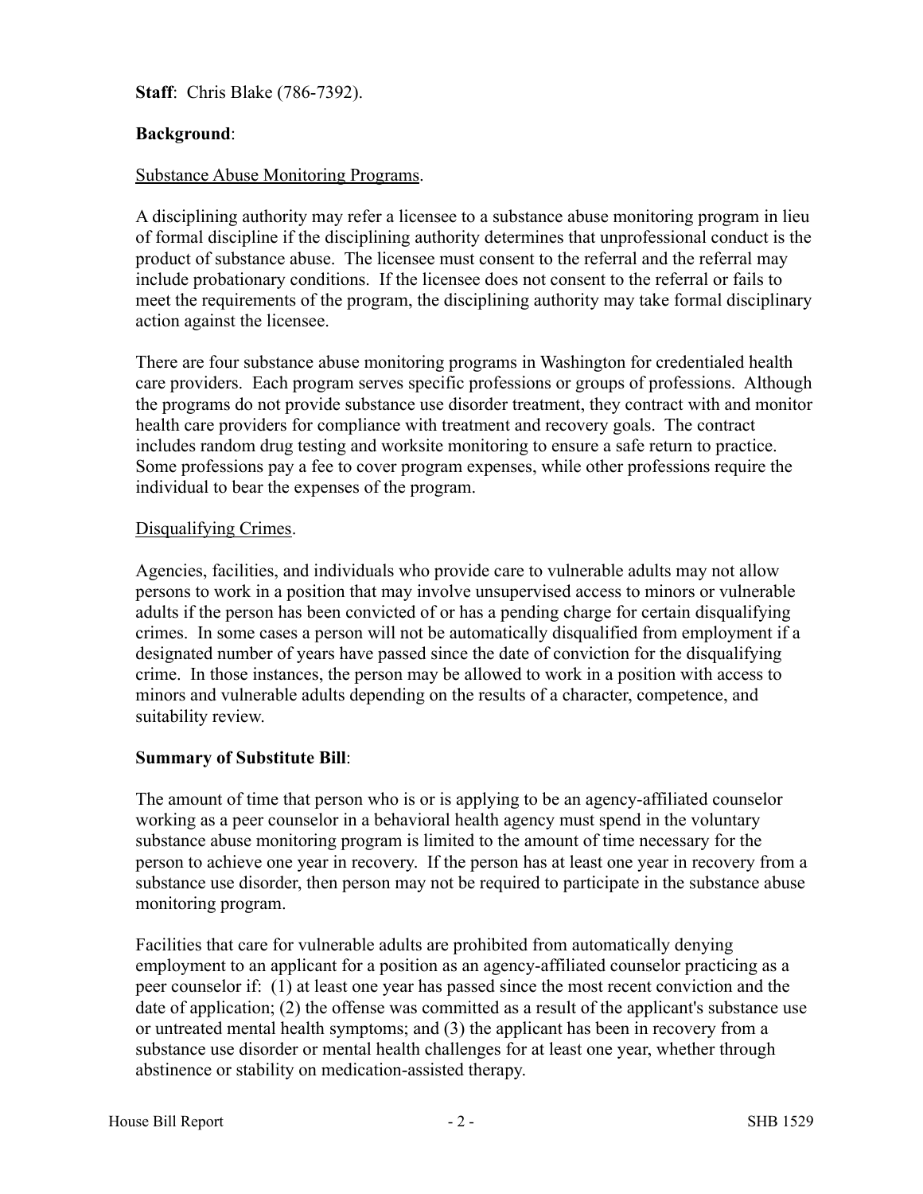**Staff**: Chris Blake (786-7392).

**Background**:

Substance Abuse Monitoring Programs.

A disciplining authority may refer a licensee to a substance abuse monitoring program in lieu of formal discipline if the disciplining authority determines that unprofessional conduct is the product of substance abuse. The licensee must consent to the referral and the referral may include probationary conditions. If the licensee does not consent to the referral or fails to meet the requirements of the program, the disciplining authority may take formal disciplinary action against the licensee.

There are four substance abuse monitoring programs in Washington for credentialed health care providers. Each program serves specific professions or groups of professions. Although the programs do not provide substance use disorder treatment, they contract with and monitor health care providers for compliance with treatment and recovery goals. The contract includes random drug testing and worksite monitoring to ensure a safe return to practice. Some professions pay a fee to cover program expenses, while other professions require the individual to bear the expenses of the program.

Disqualifying Crimes.

Agencies, facilities, and individuals who provide care to vulnerable adults may not allow persons to work in a position that may involve unsupervised access to minors or vulnerable adults if the person has been convicted of or has a pending charge for certain disqualifying crimes. In some cases a person will not be automatically disqualified from employment if a designated number of years have passed since the date of conviction for the disqualifying crime. In those instances, the person may be allowed to work in a position with access to minors and vulnerable adults depending on the results of a character, competence, and suitability review.

**Summary of Substitute Bill**:

The amount of time that person who is or is applying to be an agency-affiliated counselor working as a peer counselor in a behavioral health agency must spend in the voluntary substance abuse monitoring program is limited to the amount of time necessary for the person to achieve one year in recovery. If the person has at least one year in recovery from a substance use disorder, then person may not be required to participate in the substance abuse monitoring program.

Facilities that care for vulnerable adults are prohibited from automatically denying employment to an applicant for a position as an agency-affiliated counselor practicing as a peer counselor if: (1) at least one year has passed since the most recent conviction and the date of application; (2) the offense was committed as a result of the applicant's substance use or untreated mental health symptoms; and (3) the applicant has been in recovery from a substance use disorder or mental health challenges for at least one year, whether through abstinence or stability on medication-assisted therapy.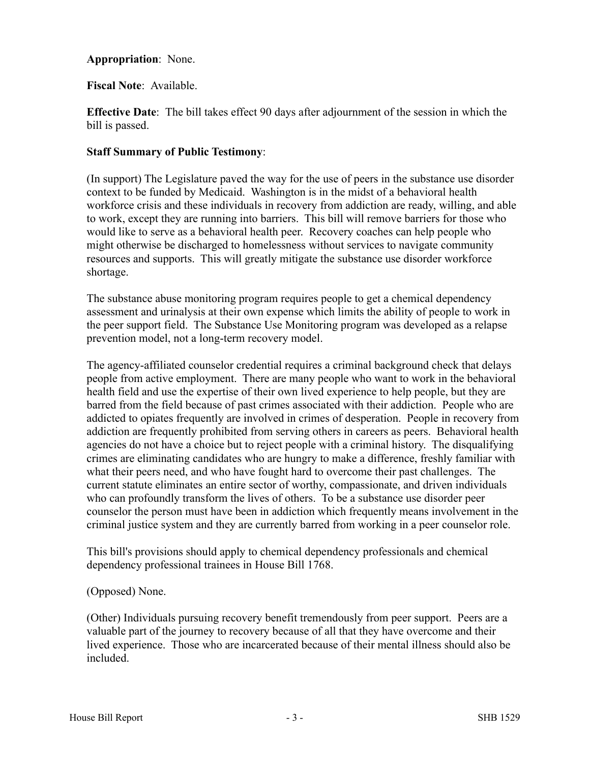**Appropriation**: None.

**Fiscal Note**: Available.

**Effective Date**: The bill takes effect 90 days after adjournment of the session in which the bill is passed.

**Staff Summary of Public Testimony**:

(In support) The Legislature paved the way for the use of peers in the substance use disorder context to be funded by Medicaid. Washington is in the midst of a behavioral health workforce crisis and these individuals in recovery from addiction are ready, willing, and able to work, except they are running into barriers. This bill will remove barriers for those who would like to serve as a behavioral health peer. Recovery coaches can help people who might otherwise be discharged to homelessness without services to navigate community resources and supports. This will greatly mitigate the substance use disorder workforce shortage.

The substance abuse monitoring program requires people to get a chemical dependency assessment and urinalysis at their own expense which limits the ability of people to work in the peer support field. The Substance Use Monitoring program was developed as a relapse prevention model, not a long-term recovery model.

The agency-affiliated counselor credential requires a criminal background check that delays people from active employment. There are many people who want to work in the behavioral health field and use the expertise of their own lived experience to help people, but they are barred from the field because of past crimes associated with their addiction. People who are addicted to opiates frequently are involved in crimes of desperation. People in recovery from addiction are frequently prohibited from serving others in careers as peers. Behavioral health agencies do not have a choice but to reject people with a criminal history. The disqualifying crimes are eliminating candidates who are hungry to make a difference, freshly familiar with what their peers need, and who have fought hard to overcome their past challenges. The current statute eliminates an entire sector of worthy, compassionate, and driven individuals who can profoundly transform the lives of others. To be a substance use disorder peer counselor the person must have been in addiction which frequently means involvement in the criminal justice system and they are currently barred from working in a peer counselor role.

This bill's provisions should apply to chemical dependency professionals and chemical dependency professional trainees in House Bill 1768.

(Opposed) None.

(Other) Individuals pursuing recovery benefit tremendously from peer support. Peers are a valuable part of the journey to recovery because of all that they have overcome and their lived experience. Those who are incarcerated because of their mental illness should also be included.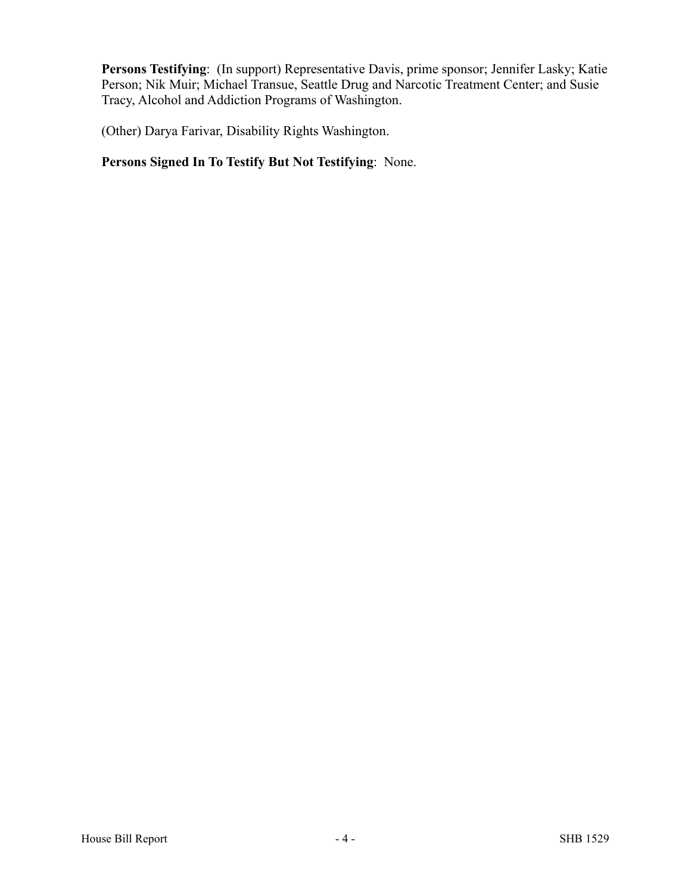**Persons Testifying**: (In support) Representative Davis, prime sponsor; Jennifer Lasky; Katie Person; Nik Muir; Michael Transue, Seattle Drug and Narcotic Treatment Center; and Susie Tracy, Alcohol and Addiction Programs of Washington.

(Other) Darya Farivar, Disability Rights Washington.

**Persons Signed In To Testify But Not Testifying**: None.